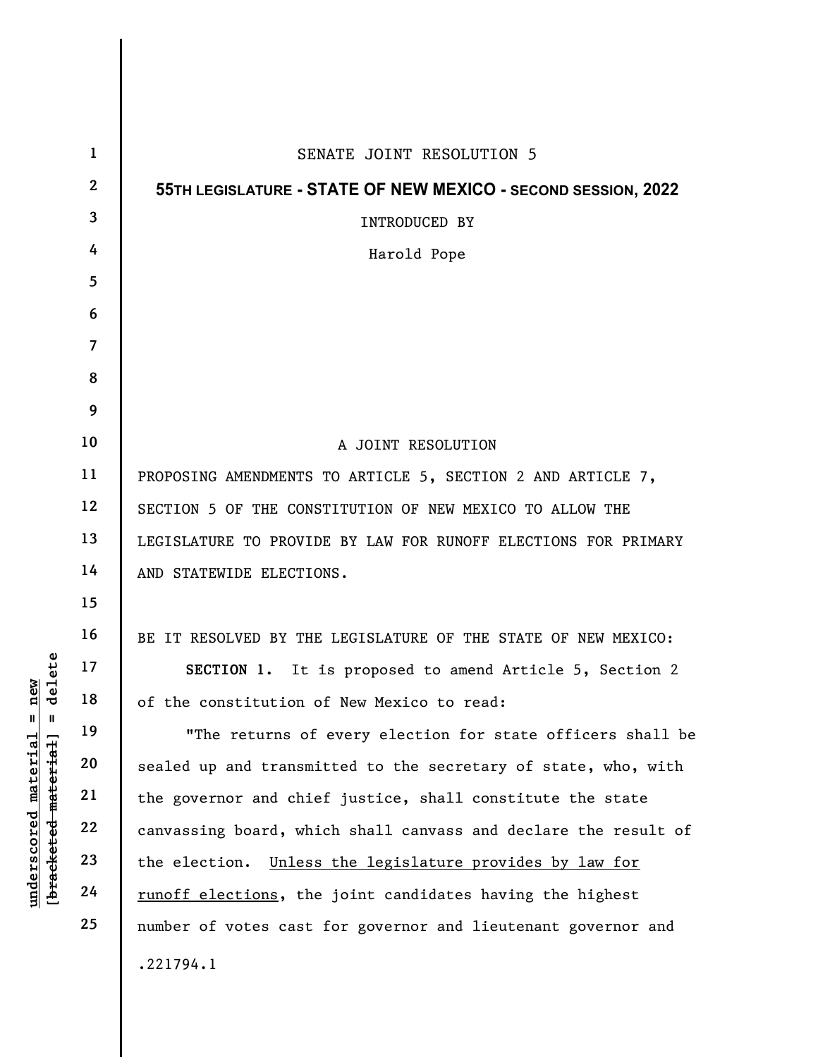SENATE JOINT RESOLUTION 5

**55TH LEGISLATURE - STATE OF NEW MEXICO - SECOND SESSION, 2022**

INTRODUCED BY

Harold Pope

A JOINT RESOLUTION

PROPOSING AMENDMENTS TO ARTICLE 5, SECTION 2 AND ARTICLE 7, SECTION 5 OF THE CONSTITUTION OF NEW MEXICO TO ALLOW THE LEGISLATURE TO PROVIDE BY LAW FOR RUNOFF ELECTIONS FOR PRIMARY AND STATEWIDE ELECTIONS.

BE IT RESOLVED BY THE LEGISLATURE OF THE STATE OF NEW MEXICO:

**SECTION 1.** It is proposed to amend Article 5, Section 2 of the constitution of New Mexico to read:

"The returns of every election for state officers shall be sealed up and transmitted to the secretary of state, who, with the governor and chief justice, shall constitute the state canvassing board, which shall canvass and declare the result of the election. <u>Unless the legislature provides by law for runoff elections</u>, the joint candidates having the highest number of votes cast for governor and lieutenant governor and

.221794.1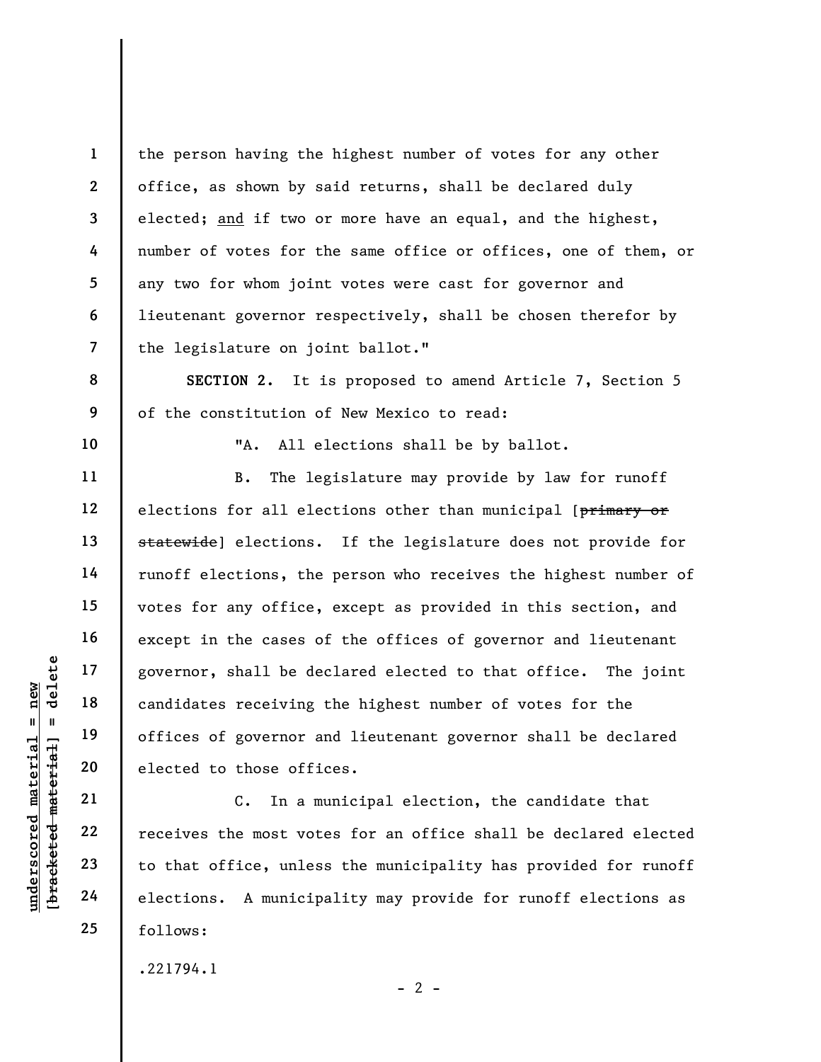the person having the highest number of votes for any other office, as shown by said returns, shall be declared duly elected; <u>and</u> if two or more have an equal, and the highest, number of votes for the same office or offices, one of them, or any two for whom joint votes were cast for governor and lieutenant governor respectively, shall be chosen therefor by the legislature on joint ballot."

**SECTION 2.** It is proposed to amend Article 7, Section 5 of the constitution of New Mexico to read:

"A. All elections shall be by ballot.

B. The legislature may provide by law for runoff elections for all elections other than municipal [~~primary or statewide~~] elections. If the legislature does not provide for runoff elections, the person who receives the highest number of votes for any office, except as provided in this section, and except in the cases of the offices of governor and lieutenant governor, shall be declared elected to that office. The joint candidates receiving the highest number of votes for the offices of governor and lieutenant governor shall be declared elected to those offices.

C. In a municipal election, the candidate that receives the most votes for an office shall be declared elected to that office, unless the municipality has provided for runoff elections. A municipality may provide for runoff elections as follows:

.221794.1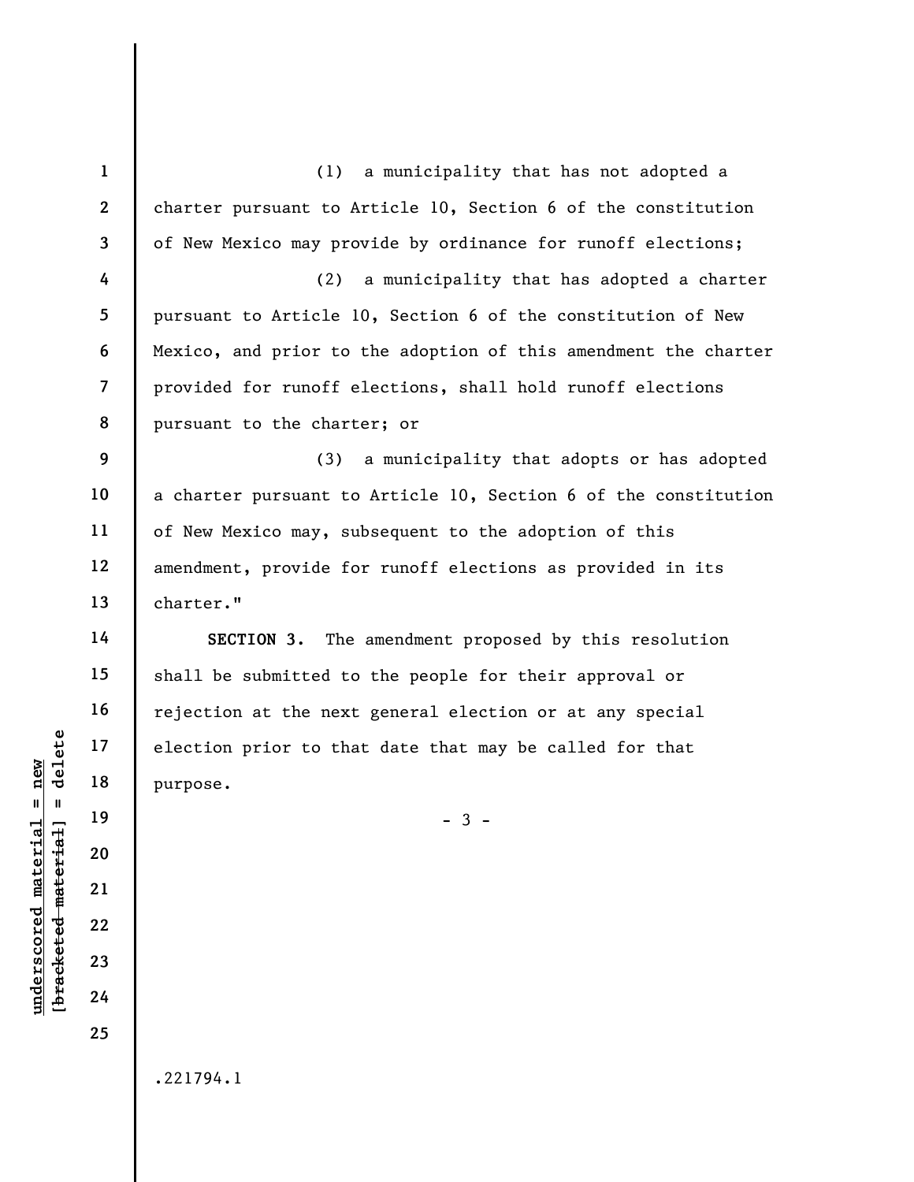(1) a municipality that has not adopted a charter pursuant to Article 10, Section 6 of the constitution of New Mexico may provide by ordinance for runoff elections;

(2) a municipality that has adopted a charter pursuant to Article 10, Section 6 of the constitution of New Mexico, and prior to the adoption of this amendment the charter provided for runoff elections, shall hold runoff elections pursuant to the charter; or

(3) a municipality that adopts or has adopted a charter pursuant to Article 10, Section 6 of the constitution of New Mexico may, subsequent to the adoption of this amendment, provide for runoff elections as provided in its charter."

**SECTION 3.** The amendment proposed by this resolution shall be submitted to the people for their approval or rejection at the next general election or at any special election prior to that date that may be called for that purpose.

.221794.1